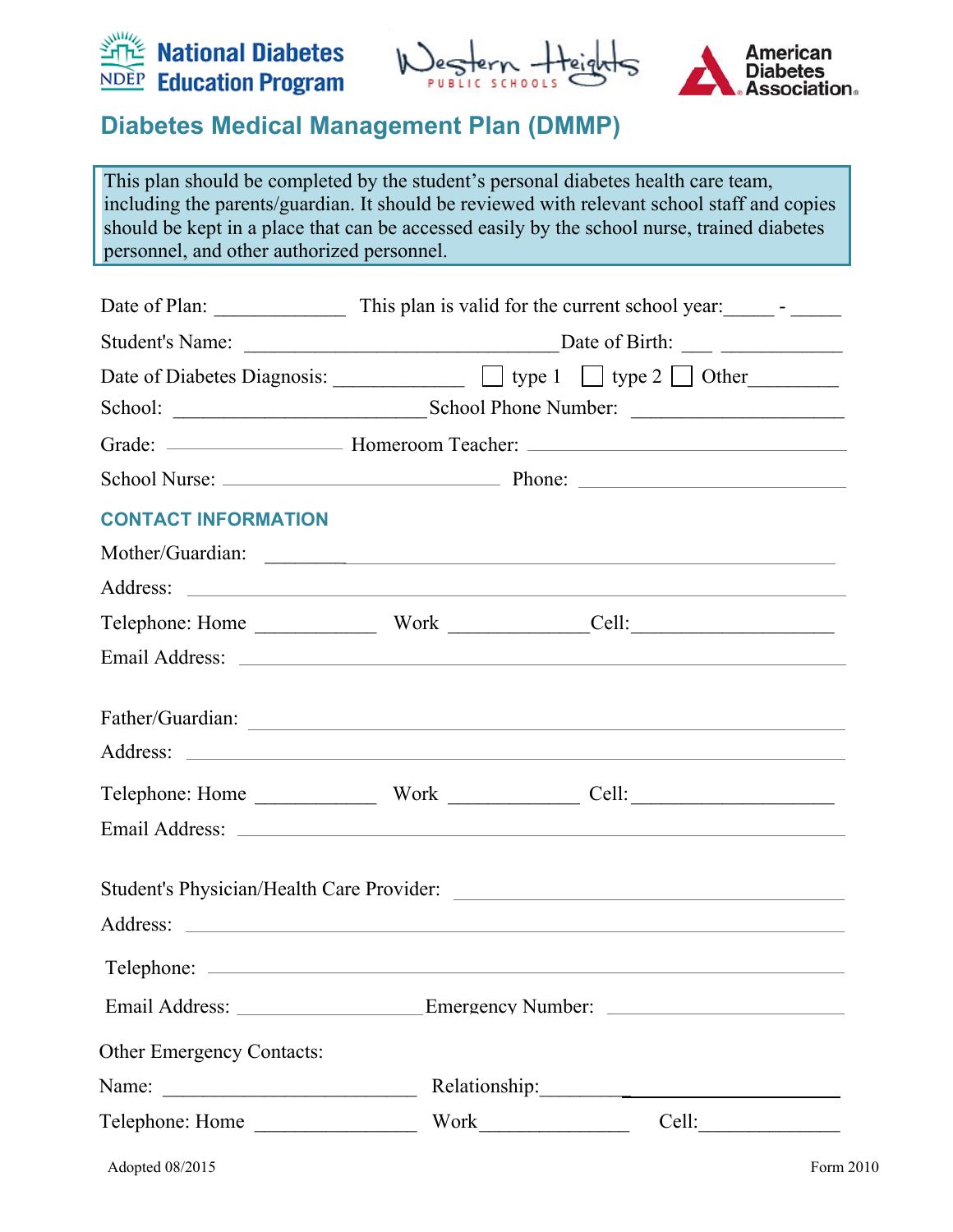National Diabetes Education Program | Western Heights Public Schools | American Diabetes Association

# Diabetes Medical Management Plan (DMMP)

> This plan should be completed by the student's personal diabetes health care team, including the parents/guardian. It should be reviewed with relevant school staff and copies should be kept in a place that can be accessed easily by the school nurse, trained diabetes personnel, and other authorized personnel.

Date of Plan: ____________ This plan is valid for the current school year:_____ - _____

Student's Name: ______________________________ Date of Birth: ___ ___________

Date of Diabetes Diagnosis: ____________ ☐ type 1 ☐ type 2 ☐ Other________

School: ________________________ School Phone Number: ____________________

Grade: ________________ Homeroom Teacher: ________________________________

School Nurse: __________________________ Phone: ________________________

## CONTACT INFORMATION

Mother/Guardian: ________________________________________________________

Address: ______________________________________________________________

Telephone: Home ___________ Work ____________ Cell: ___________________

Email Address: __________________________________________________________

Father/Guardian: _________________________________________________________

Address: ______________________________________________________________

Telephone: Home ___________ Work ____________ Cell: ___________________

Email Address: __________________________________________________________

Student's Physician/Health Care Provider: ____________________________________

Address: ______________________________________________________________

Telephone: ____________________________________________________________

Email Address: _________________ Emergency Number: _______________________

Other Emergency Contacts:

Name: ________________________ Relationship: ___________________________

Telephone: Home ______________ Work ______________ Cell: _____________

Adopted 08/2015 Form 2010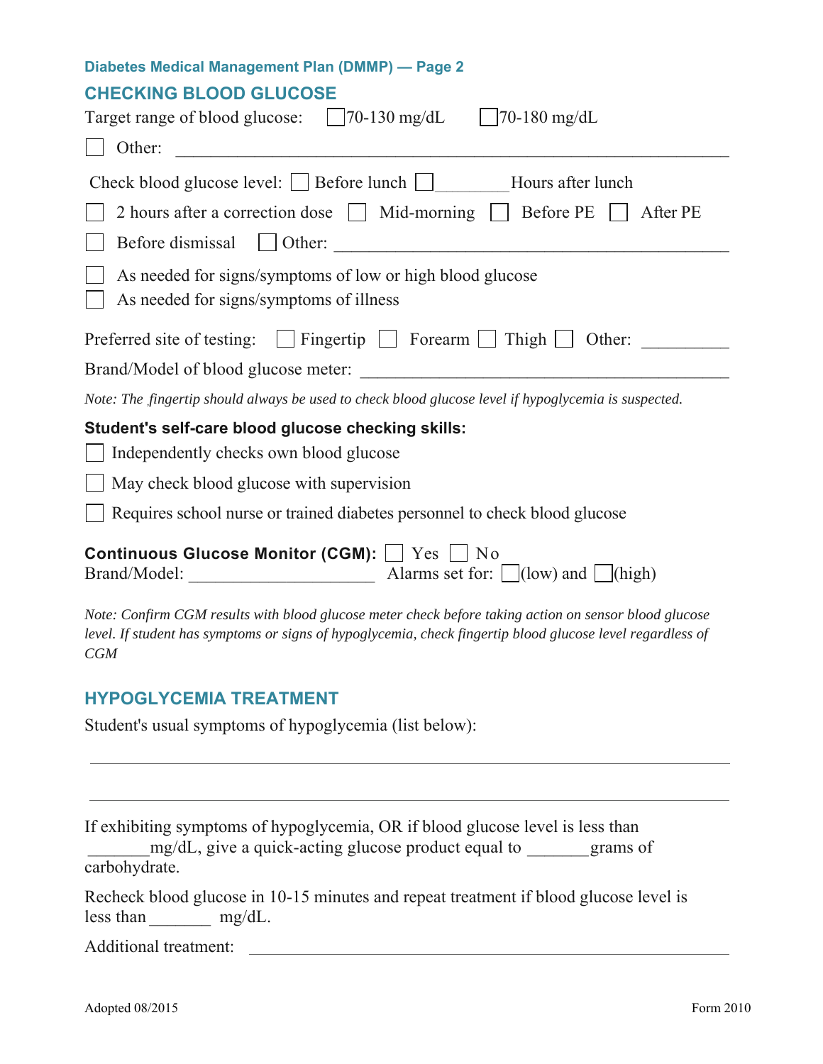**Diabetes Medical Management Plan (DMMP) — Page 2**

## CHECKING BLOOD GLUCOSE

Target range of blood glucose: ☐ 70-130 mg/dL ☐ 70-180 mg/dL

☐ Other: ___________________________________________________________

Check blood glucose level: ☐ Before lunch ☐ ________ Hours after lunch

☐ 2 hours after a correction dose ☐ Mid-morning ☐ Before PE ☐ After PE

☐ Before dismissal ☐ Other: _____________________________________________

☐ As needed for signs/symptoms of low or high blood glucose

☐ As needed for signs/symptoms of illness

Preferred site of testing: ☐ Fingertip ☐ Forearm ☐ Thigh ☐ Other: __________

Brand/Model of blood glucose meter: __________________________________________

*Note: The fingertip should always be used to check blood glucose level if hypoglycemia is suspected.*

**Student's self-care blood glucose checking skills:**

☐ Independently checks own blood glucose

☐ May check blood glucose with supervision

☐ Requires school nurse or trained diabetes personnel to check blood glucose

**Continuous Glucose Monitor (CGM):** ☐ Yes ☐ No

Brand/Model: _____________________ Alarms set for: ☐ (low) and ☐ (high)

*Note: Confirm CGM results with blood glucose meter check before taking action on sensor blood glucose level. If student has symptoms or signs of hypoglycemia, check fingertip blood glucose level regardless of CGM*

## HYPOGLYCEMIA TREATMENT

Student's usual symptoms of hypoglycemia (list below):

_____________________________________________________________________________

_____________________________________________________________________________

If exhibiting symptoms of hypoglycemia, OR if blood glucose level is less than _______mg/dL, give a quick-acting glucose product equal to _______grams of carbohydrate.

Recheck blood glucose in 10-15 minutes and repeat treatment if blood glucose level is less than _______ mg/dL.

Additional treatment: ________________________________________________________

Adopted 08/2015 Form 2010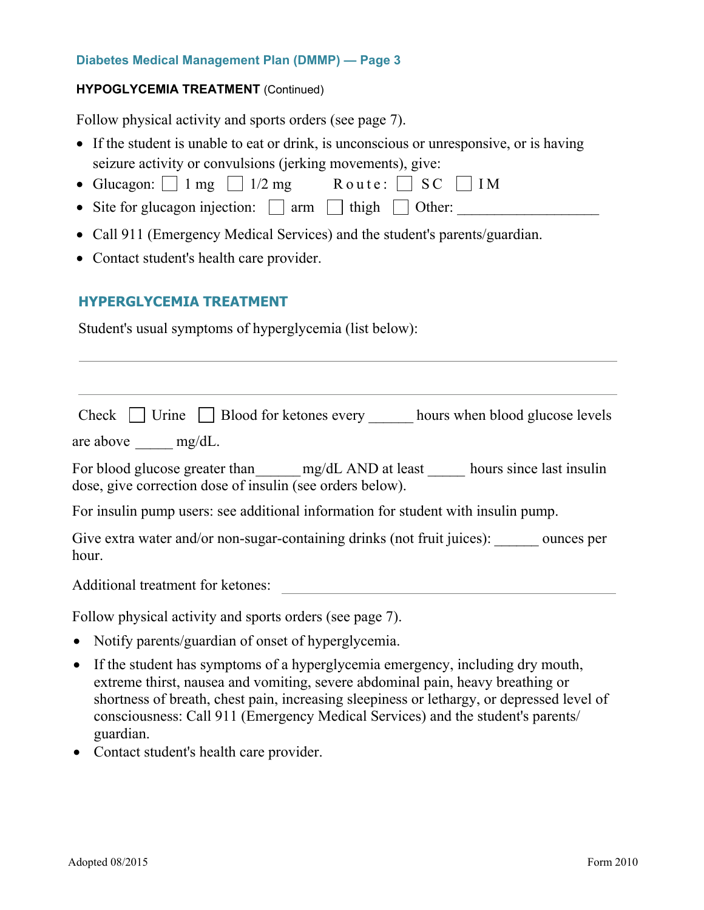Diabetes Medical Management Plan (DMMP) — Page 3

**HYPOGLYCEMIA TREATMENT** (Continued)

Follow physical activity and sports orders (see page 7).

- If the student is unable to eat or drink, is unconscious or unresponsive, or is having seizure activity or convulsions (jerking movements), give:
- Glucagon: ☐ 1 mg ☐ 1/2 mg Route: ☐ SC ☐ IM
- Site for glucagon injection: ☐ arm ☐ thigh ☐ Other: ___________________
- Call 911 (Emergency Medical Services) and the student's parents/guardian.
- Contact student's health care provider.

## HYPERGLYCEMIA TREATMENT

Student's usual symptoms of hyperglycemia (list below):

______________________________________________________________________

______________________________________________________________________

Check ☐ Urine ☐ Blood for ketones every ______ hours when blood glucose levels are above _____ mg/dL.

For blood glucose greater than______ mg/dL AND at least _____ hours since last insulin dose, give correction dose of insulin (see orders below).

For insulin pump users: see additional information for student with insulin pump.

Give extra water and/or non-sugar-containing drinks (not fruit juices): ______ ounces per hour.

Additional treatment for ketones: ___________________________________________

Follow physical activity and sports orders (see page 7).

- Notify parents/guardian of onset of hyperglycemia.
- If the student has symptoms of a hyperglycemia emergency, including dry mouth, extreme thirst, nausea and vomiting, severe abdominal pain, heavy breathing or shortness of breath, chest pain, increasing sleepiness or lethargy, or depressed level of consciousness: Call 911 (Emergency Medical Services) and the student's parents/ guardian.
- Contact student's health care provider.

Adopted 08/2015 Form 2010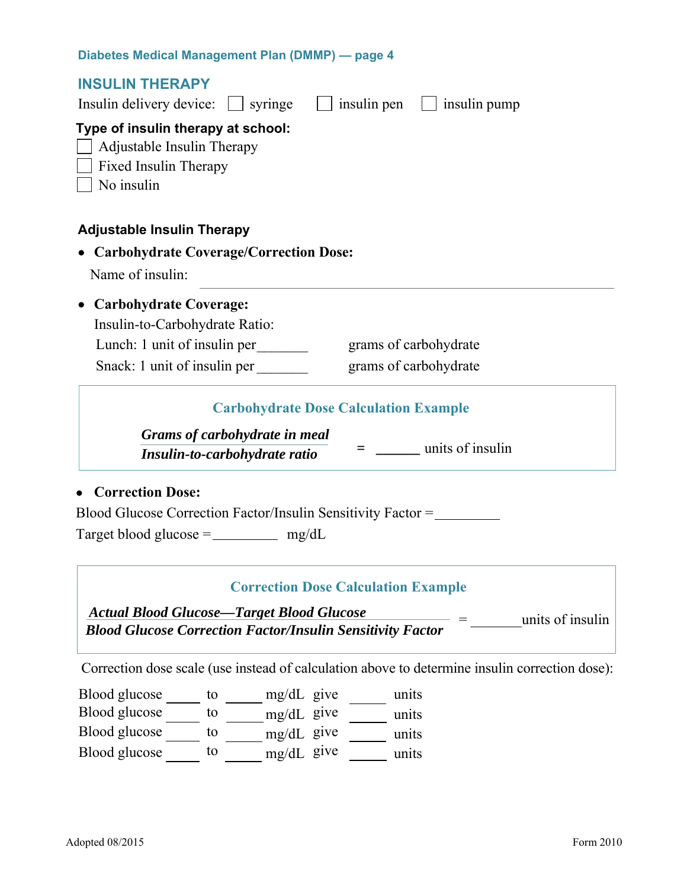## INSULIN THERAPY

Insulin delivery device: ☐ syringe ☐ insulin pen ☐ insulin pump

**Type of insulin therapy at school:**

☐ Adjustable Insulin Therapy
☐ Fixed Insulin Therapy
☐ No insulin

### Adjustable Insulin Therapy

- **Carbohydrate Coverage/Correction Dose:**

  Name of insulin: ______________________________________________

- **Carbohydrate Coverage:**

  Insulin-to-Carbohydrate Ratio:

  Lunch: 1 unit of insulin per_______ grams of carbohydrate

  Snack: 1 unit of insulin per _______ grams of carbohydrate

**Carbohydrate Dose Calculation Example**

$$\frac{\textit{Grams of carbohydrate in meal}}{\textit{Insulin-to-carbohydrate ratio}} = \text{\_\_\_\_\_\_ units of insulin}$$

- **Correction Dose:**

Blood Glucose Correction Factor/Insulin Sensitivity Factor =_________

Target blood glucose =_________ mg/dL

**Correction Dose Calculation Example**

$$\frac{\textit{Actual Blood Glucose—Target Blood Glucose}}{\textit{Blood Glucose Correction Factor/Insulin Sensitivity Factor}} = \text{\_\_\_\_\_\_\_ units of insulin}$$

Correction dose scale (use instead of calculation above to determine insulin correction dose):

Blood glucose _____ to _____ mg/dL give _____ units
Blood glucose _____ to _____ mg/dL give _____ units
Blood glucose _____ to _____ mg/dL give _____ units
Blood glucose _____ to _____ mg/dL give _____ units

Adopted 08/2015 Form 2010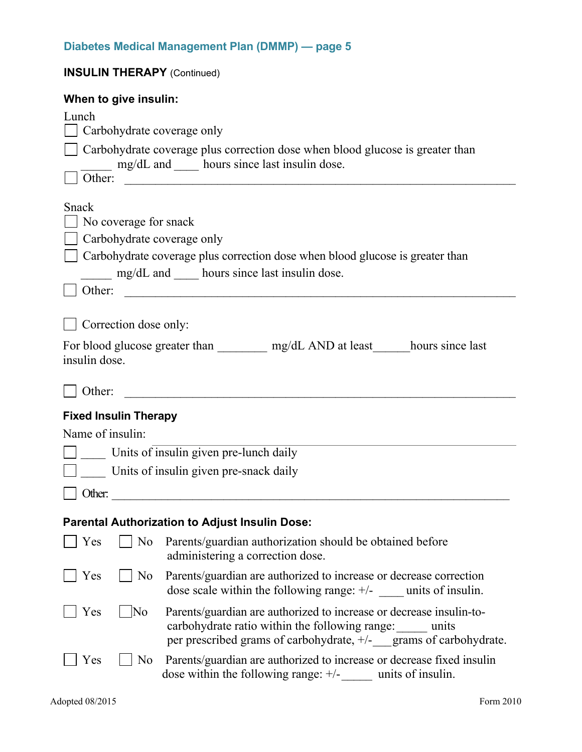## Diabetes Medical Management Plan (DMMP) — page 5

**INSULIN THERAPY** (Continued)

**When to give insulin:**

Lunch

- ☐ Carbohydrate coverage only
- ☐ Carbohydrate coverage plus correction dose when blood glucose is greater than _____ mg/dL and ____ hours since last insulin dose.
- ☐ Other: ____________________________________________________________

Snack

- ☐ No coverage for snack
- ☐ Carbohydrate coverage only
- ☐ Carbohydrate coverage plus correction dose when blood glucose is greater than _____ mg/dL and ____ hours since last insulin dose.
- ☐ Other: ____________________________________________________________

☐ Correction dose only:

For blood glucose greater than ________ mg/dL AND at least______hours since last insulin dose.

☐ Other: ____________________________________________________________

**Fixed Insulin Therapy**

Name of insulin: ____________________________________________________________

- ☐ ____ Units of insulin given pre-lunch daily
- ☐ ____ Units of insulin given pre-snack daily
- ☐ Other: ____________________________________________________________

**Parental Authorization to Adjust Insulin Dose:**

☐ Yes ☐ No Parents/guardian authorization should be obtained before administering a correction dose.

☐ Yes ☐ No Parents/guardian are authorized to increase or decrease correction dose scale within the following range: +/- ____ units of insulin.

☐ Yes ☐ No Parents/guardian are authorized to increase or decrease insulin-to-carbohydrate ratio within the following range:_____ units per prescribed grams of carbohydrate, +/-___grams of carbohydrate.

☐ Yes ☐ No Parents/guardian are authorized to increase or decrease fixed insulin dose within the following range: +/-_____ units of insulin.

Adopted 08/2015 Form 2010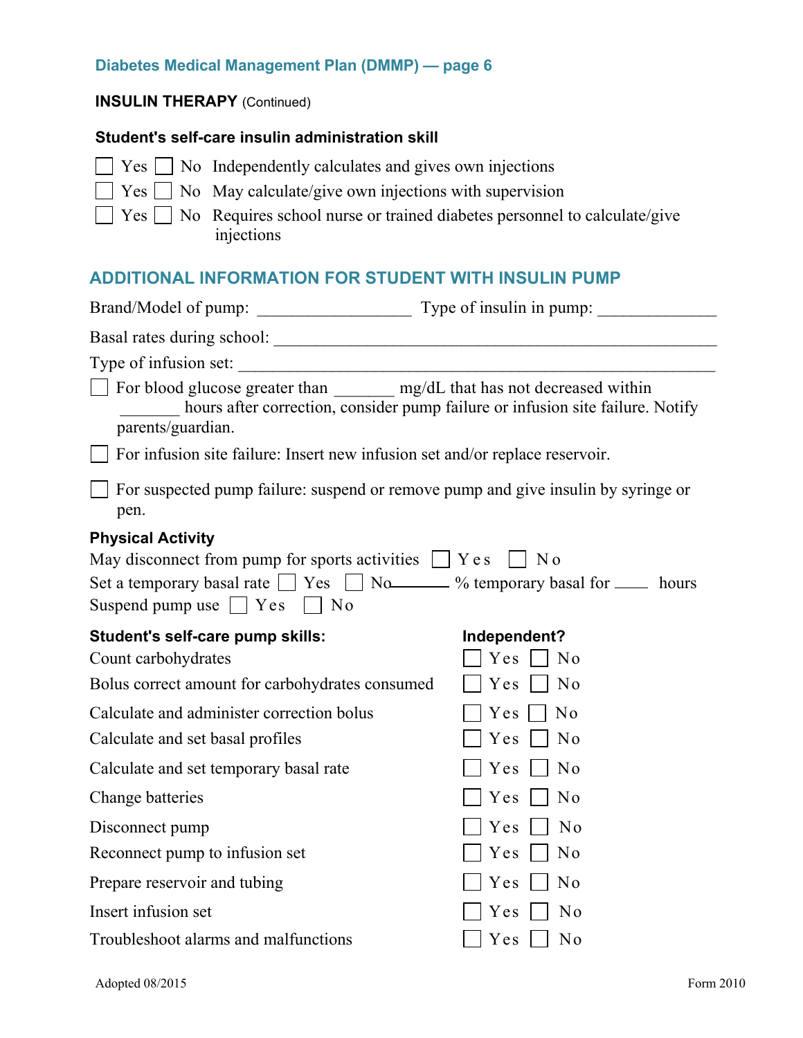## INSULIN THERAPY (Continued)

### Student's self-care insulin administration skill

☐ Yes ☐ No Independently calculates and gives own injections

☐ Yes ☐ No May calculate/give own injections with supervision

☐ Yes ☐ No Requires school nurse or trained diabetes personnel to calculate/give injections

## ADDITIONAL INFORMATION FOR STUDENT WITH INSULIN PUMP

Brand/Model of pump: _________________ Type of insulin in pump: ______________

Basal rates during school: ___________________________________________________

Type of infusion set: _______________________________________________________

☐ For blood glucose greater than _______ mg/dL that has not decreased within _______ hours after correction, consider pump failure or infusion site failure. Notify parents/guardian.

☐ For infusion site failure: Insert new infusion set and/or replace reservoir.

☐ For suspected pump failure: suspend or remove pump and give insulin by syringe or pen.

### Physical Activity

May disconnect from pump for sports activities ☐ Yes ☐ No

Set a temporary basal rate ☐ Yes ☐ No ________ % temporary basal for ____ hours

Suspend pump use ☐ Yes ☐ No

| Student's self-care pump skills: | Independent? |
|---|---|
| Count carbohydrates | ☐ Yes ☐ No |
| Bolus correct amount for carbohydrates consumed | ☐ Yes ☐ No |
| Calculate and administer correction bolus | ☐ Yes ☐ No |
| Calculate and set basal profiles | ☐ Yes ☐ No |
| Calculate and set temporary basal rate | ☐ Yes ☐ No |
| Change batteries | ☐ Yes ☐ No |
| Disconnect pump | ☐ Yes ☐ No |
| Reconnect pump to infusion set | ☐ Yes ☐ No |
| Prepare reservoir and tubing | ☐ Yes ☐ No |
| Insert infusion set | ☐ Yes ☐ No |
| Troubleshoot alarms and malfunctions | ☐ Yes ☐ No |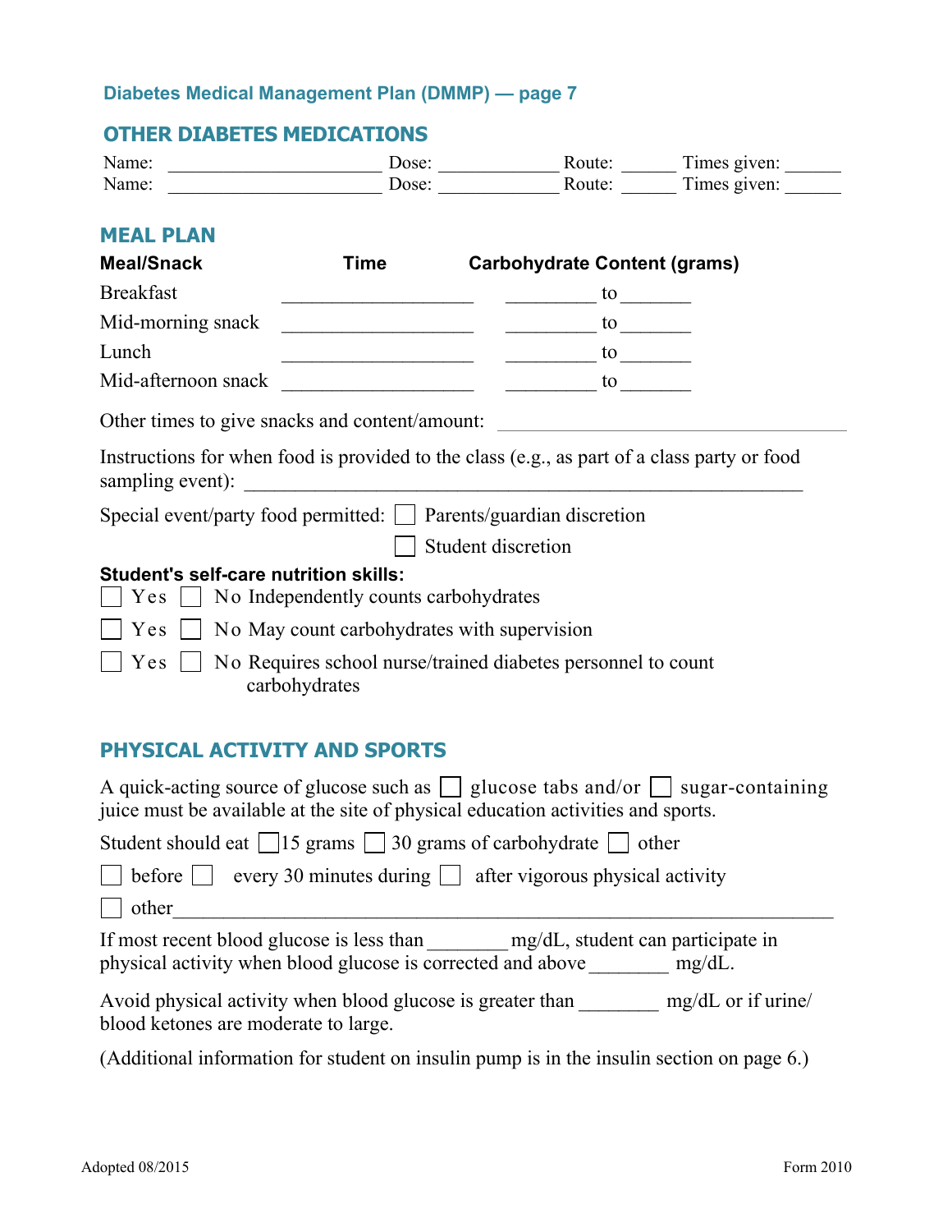## Diabetes Medical Management Plan (DMMP) — page 7

## OTHER DIABETES MEDICATIONS

Name: ______________________ Dose: ____________ Route: ______ Times given: ______
Name: ______________________ Dose: ____________ Route: ______ Times given: ______

## MEAL PLAN

| Meal/Snack | Time | Carbohydrate Content (grams) |
|---|---|---|
| Breakfast | ____________________ | _________ to _______ |
| Mid-morning snack | ____________________ | _________ to _______ |
| Lunch | ____________________ | _________ to _______ |
| Mid-afternoon snack | ____________________ | _________ to _______ |

Other times to give snacks and content/amount: ____________________________________

Instructions for when food is provided to the class (e.g., as part of a class party or food sampling event): ______________________________________________________

Special event/party food permitted: ☐ Parents/guardian discretion
☐ Student discretion

**Student's self-care nutrition skills:**

☐ Yes ☐ No Independently counts carbohydrates

☐ Yes ☐ No May count carbohydrates with supervision

☐ Yes ☐ No Requires school nurse/trained diabetes personnel to count carbohydrates

## PHYSICAL ACTIVITY AND SPORTS

A quick-acting source of glucose such as ☐ glucose tabs and/or ☐ sugar-containing juice must be available at the site of physical education activities and sports.

Student should eat ☐ 15 grams ☐ 30 grams of carbohydrate ☐ other

☐ before ☐ every 30 minutes during ☐ after vigorous physical activity

☐ other_______________________________________________________________

If most recent blood glucose is less than ________ mg/dL, student can participate in physical activity when blood glucose is corrected and above ________ mg/dL.

Avoid physical activity when blood glucose is greater than ________ mg/dL or if urine/blood ketones are moderate to large.

(Additional information for student on insulin pump is in the insulin section on page 6.)

Adopted 08/2015 Form 2010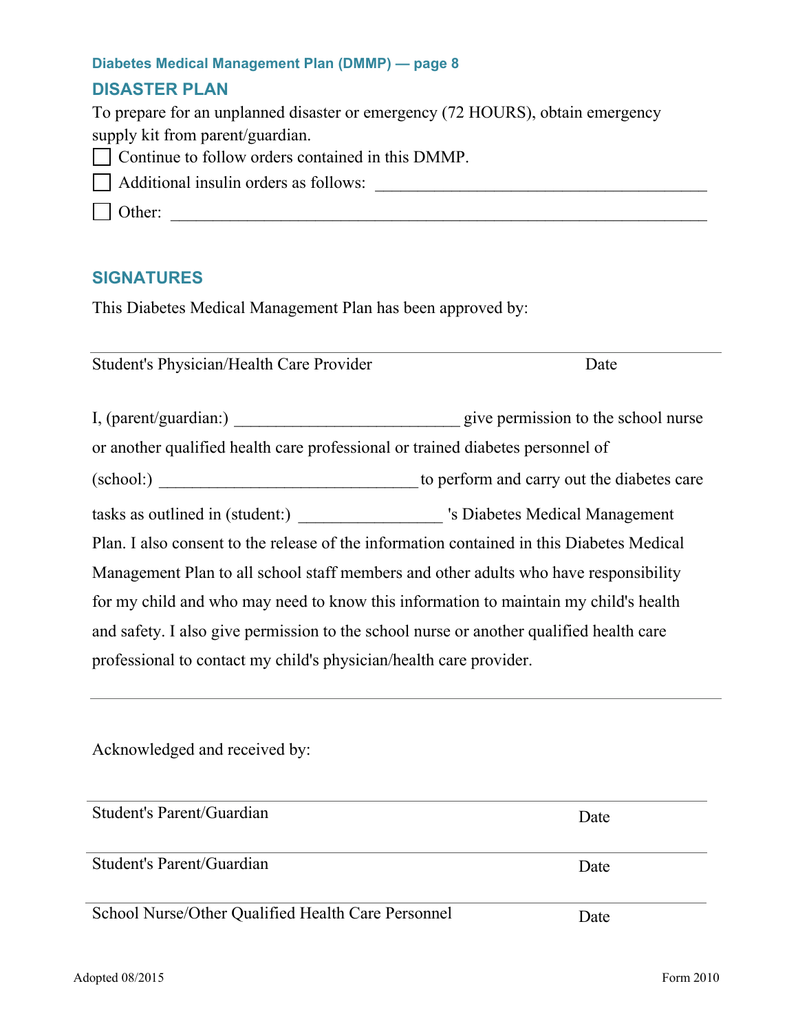Diabetes Medical Management Plan (DMMP) — page 8

## DISASTER PLAN

To prepare for an unplanned disaster or emergency (72 HOURS), obtain emergency supply kit from parent/guardian.

- ☐ Continue to follow orders contained in this DMMP.
- ☐ Additional insulin orders as follows: ________________________________________
- ☐ Other: ________________________________________________________________

## SIGNATURES

This Diabetes Medical Management Plan has been approved by:

_____________________________________________________________________________

Student's Physician/Health Care Provider                                    Date

I, (parent/guardian:) ___________________________ give permission to the school nurse or another qualified health care professional or trained diabetes personnel of (school:) _______________________________ to perform and carry out the diabetes care tasks as outlined in (student:) _________________ 's Diabetes Medical Management Plan. I also consent to the release of the information contained in this Diabetes Medical Management Plan to all school staff members and other adults who have responsibility for my child and who may need to know this information to maintain my child's health and safety. I also give permission to the school nurse or another qualified health care professional to contact my child's physician/health care provider.

_____________________________________________________________________________

Acknowledged and received by:

_____________________________________________________________________________

Student's Parent/Guardian                                    Date

_____________________________________________________________________________

Student's Parent/Guardian                                    Date

_____________________________________________________________________________

School Nurse/Other Qualified Health Care Personnel                                    Date

Adopted 08/2015                                    Form 2010